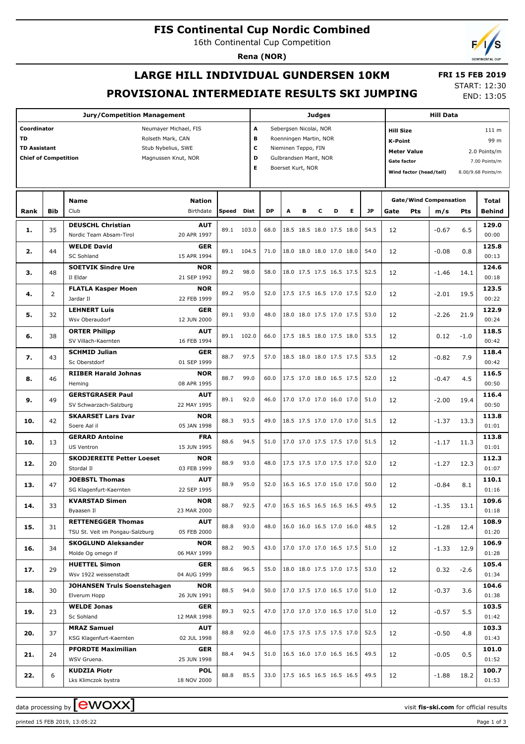# FIS Continental Cup Nordic Combined

16th Continental Cup Competition

**Rena (NOR)**

## LARGE HILL INDIVIDUAL GUNDERSEN 10KM

## PROVISIONAL INTERMEDIATE RESULTS SKI JUMPING

**FRI 15 FEB 2019**

START: 12:30

END: 13:05

| Jury/Competition Management | | Judges | | Hill Data | |
|---|---|---|---|---|---|
| Coordinator | Neumayer Michael, FIS | A | Sebergsen Nicolai, NOR | Hill Size | 111 m |
| TD | Rolseth Mark, CAN | B | Roenningen Martin, NOR | K-Point | 99 m |
| TD Assistant | Stub Nybelius, SWE | C | Nieminen Teppo, FIN | Meter Value | 2.0 Points/m |
| Chief of Competition | Magnussen Knut, NOR | D | Gulbrandsen Marit, NOR | Gate factor | 7.00 Points/m |
| | | E | Boerset Kurt, NOR | Wind factor (head/tail) | 8.00/9.68 Points/m |

| Rank | Bib | Name / Club | Nation / Birthdate | Speed | Dist | DP | A | B | C | D | E | JP | Gate | Pts | m/s | Pts | Total / Behind |
|---|---|---|---|---|---|---|---|---|---|---|---|---|---|---|---|---|---|
| 1. | 35 | **DEUSCHL Christian** / Nordic Team Absam-Tirol | AUT / 20 APR 1997 | 89.1 | 103.0 | 68.0 | 18.5 | 18.5 | 18.0 | 17.5 | 18.0 | 54.5 | 12 | | -0.67 | 6.5 | 129.0 / 00:00 |
| 2. | 44 | **WELDE David** / SC Sohland | GER / 15 APR 1994 | 89.1 | 104.5 | 71.0 | 18.0 | 18.0 | 18.0 | 17.0 | 18.0 | 54.0 | 12 | | -0.08 | 0.8 | 125.8 / 00:13 |
| 3. | 48 | **SOETVIK Sindre Ure** / Il Eldar | NOR / 21 SEP 1992 | 89.2 | 98.0 | 58.0 | 18.0 | 17.5 | 17.5 | 16.5 | 17.5 | 52.5 | 12 | | -1.46 | 14.1 | 124.6 / 00:18 |
| 4. | 2 | **FLATLA Kasper Moen** / Jardar Il | NOR / 22 FEB 1999 | 89.2 | 95.0 | 52.0 | 17.5 | 17.5 | 16.5 | 17.0 | 17.5 | 52.0 | 12 | | -2.01 | 19.5 | 123.5 / 00:22 |
| 5. | 32 | **LEHNERT Luis** / Wsv Oberaudorf | GER / 12 JUN 2000 | 89.1 | 93.0 | 48.0 | 18.0 | 18.0 | 17.5 | 17.0 | 17.5 | 53.0 | 12 | | -2.26 | 21.9 | 122.9 / 00:24 |
| 6. | 38 | **ORTER Philipp** / SV Villach-Kaernten | AUT / 16 FEB 1994 | 89.1 | 102.0 | 66.0 | 17.5 | 18.5 | 18.0 | 17.5 | 18.0 | 53.5 | 12 | | 0.12 | -1.0 | 118.5 / 00:42 |
| 7. | 43 | **SCHMID Julian** / Sc Oberstdorf | GER / 01 SEP 1999 | 88.7 | 97.5 | 57.0 | 18.5 | 18.0 | 18.0 | 17.5 | 17.5 | 53.5 | 12 | | -0.82 | 7.9 | 118.4 / 00:42 |
| 8. | 46 | **RIIBER Harald Johnas** / Heming | NOR / 08 APR 1995 | 88.7 | 99.0 | 60.0 | 17.5 | 17.0 | 18.0 | 16.5 | 17.5 | 52.0 | 12 | | -0.47 | 4.5 | 116.5 / 00:50 |
| 9. | 49 | **GERSTGRASER Paul** / SV Schwarzach-Salzburg | AUT / 22 MAY 1995 | 89.1 | 92.0 | 46.0 | 17.0 | 17.0 | 17.0 | 16.0 | 17.0 | 51.0 | 12 | | -2.00 | 19.4 | 116.4 / 00:50 |
| 10. | 42 | **SKAARSET Lars Ivar** / Soere Aal il | NOR / 05 JAN 1998 | 88.3 | 93.5 | 49.0 | 18.5 | 17.5 | 17.0 | 17.0 | 17.0 | 51.5 | 12 | | -1.37 | 13.3 | 113.8 / 01:01 |
| 10. | 13 | **GERARD Antoine** / US Ventron | FRA / 15 JUN 1995 | 88.6 | 94.5 | 51.0 | 17.0 | 17.0 | 17.5 | 17.5 | 17.0 | 51.5 | 12 | | -1.17 | 11.3 | 113.8 / 01:01 |
| 12. | 20 | **SKODJEREITE Petter Loeset** / Stordal Il | NOR / 03 FEB 1999 | 88.9 | 93.0 | 48.0 | 17.5 | 17.5 | 17.0 | 17.5 | 17.0 | 52.0 | 12 | | -1.27 | 12.3 | 112.3 / 01:07 |
| 13. | 47 | **JOEBSTL Thomas** / SG Klagenfurt-Kaernten | AUT / 22 SEP 1995 | 88.9 | 95.0 | 52.0 | 16.5 | 16.5 | 17.0 | 15.0 | 17.0 | 50.0 | 12 | | -0.84 | 8.1 | 110.1 / 01:16 |
| 14. | 33 | **KVARSTAD Simen** / Byaasen Il | NOR / 23 MAR 2000 | 88.7 | 92.5 | 47.0 | 16.5 | 16.5 | 16.5 | 16.5 | 16.5 | 49.5 | 12 | | -1.35 | 13.1 | 109.6 / 01:18 |
| 15. | 31 | **RETTENEGGER Thomas** / TSU St. Veit im Pongau-Salzburg | AUT / 05 FEB 2000 | 88.8 | 93.0 | 48.0 | 16.0 | 16.0 | 16.5 | 17.0 | 16.0 | 48.5 | 12 | | -1.28 | 12.4 | 108.9 / 01:20 |
| 16. | 34 | **SKOGLUND Aleksander** / Molde Og omegn if | NOR / 06 MAY 1999 | 88.2 | 90.5 | 43.0 | 17.0 | 17.0 | 17.0 | 16.5 | 17.5 | 51.0 | 12 | | -1.33 | 12.9 | 106.9 / 01:28 |
| 17. | 29 | **HUETTEL Simon** / Wsv 1922 weissenstadt | GER / 04 AUG 1999 | 88.6 | 96.5 | 55.0 | 18.0 | 18.0 | 17.5 | 17.0 | 17.5 | 53.0 | 12 | | 0.32 | -2.6 | 105.4 / 01:34 |
| 18. | 30 | **JOHANSEN Truls Soenstehagen** / Elverum Hopp | NOR / 26 JUN 1991 | 88.5 | 94.0 | 50.0 | 17.0 | 17.5 | 17.0 | 16.5 | 17.0 | 51.0 | 12 | | -0.37 | 3.6 | 104.6 / 01:38 |
| 19. | 23 | **WELDE Jonas** / Sc Sohland | GER / 12 MAR 1998 | 89.3 | 92.5 | 47.0 | 17.0 | 17.0 | 17.0 | 16.5 | 17.0 | 51.0 | 12 | | -0.57 | 5.5 | 103.5 / 01:42 |
| 20. | 37 | **MRAZ Samuel** / KSG Klagenfurt-Kaernten | AUT / 02 JUL 1998 | 88.8 | 92.0 | 46.0 | 17.5 | 17.5 | 17.5 | 17.5 | 17.0 | 52.5 | 12 | | -0.50 | 4.8 | 103.3 / 01:43 |
| 21. | 24 | **PFORDTE Maximilian** / WSV Gruena. | GER / 25 JUN 1998 | 88.4 | 94.5 | 51.0 | 16.5 | 16.0 | 17.0 | 16.5 | 16.5 | 49.5 | 12 | | -0.05 | 0.5 | 101.0 / 01:52 |
| 22. | 6 | **KUDZIA Piotr** / Lks Klimczok bystra | POL / 18 NOV 2000 | 88.8 | 85.5 | 33.0 | 17.5 | 16.5 | 16.5 | 16.5 | 16.5 | 49.5 | 12 | | -1.88 | 18.2 | 100.7 / 01:53 |

data processing by ewoxx — visit fis-ski.com for official results

printed 15 FEB 2019, 13:05:22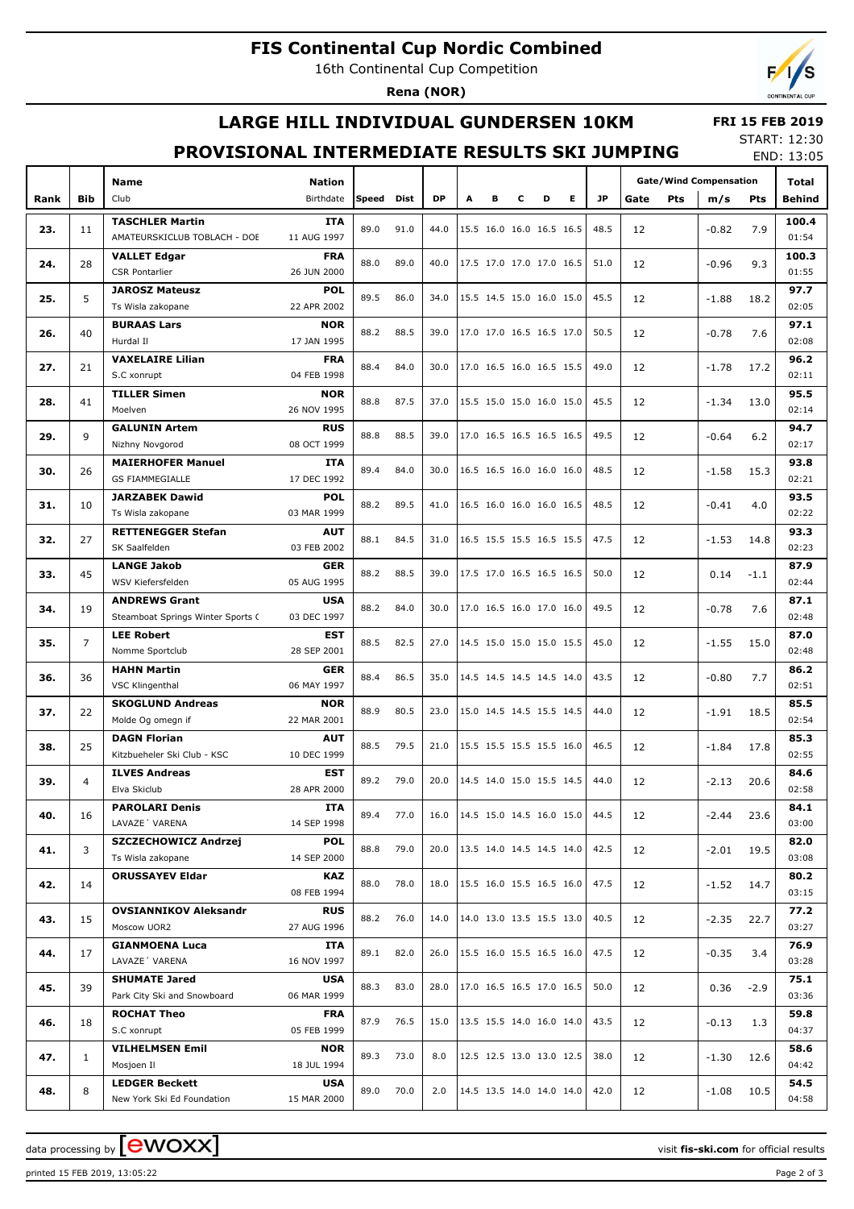# FIS Continental Cup Nordic Combined

16th Continental Cup Competition

**Rena (NOR)**

## LARGE HILL INDIVIDUAL GUNDERSEN 10KM

## PROVISIONAL INTERMEDIATE RESULTS SKI JUMPING

**FRI 15 FEB 2019**

START: 12:30

END: 13:05

| Rank | Bib | Name / Club | Nation / Birthdate | Speed | Dist | DP | A | B | C | D | E | JP | Gate | Pts | m/s | Pts | Total / Behind |
|---|---|---|---|---|---|---|---|---|---|---|---|---|---|---|---|---|---|
| 23. | 11 | **TASCHLER Martin** AMATEURSKICLUB TOBLACH - DOE | **ITA** 11 AUG 1997 | 89.0 | 91.0 | 44.0 | 15.5 | 16.0 | 16.0 | 16.5 | 16.5 | 48.5 | 12 | | -0.82 | 7.9 | **100.4** 01:54 |
| 24. | 28 | **VALLET Edgar** CSR Pontarlier | **FRA** 26 JUN 2000 | 88.0 | 89.0 | 40.0 | 17.5 | 17.0 | 17.0 | 17.0 | 16.5 | 51.0 | 12 | | -0.96 | 9.3 | **100.3** 01:55 |
| 25. | 5 | **JAROSZ Mateusz** Ts Wisla zakopane | **POL** 22 APR 2002 | 89.5 | 86.0 | 34.0 | 15.5 | 14.5 | 15.0 | 16.0 | 15.0 | 45.5 | 12 | | -1.88 | 18.2 | **97.7** 02:05 |
| 26. | 40 | **BURAAS Lars** Hurdal Il | **NOR** 17 JAN 1995 | 88.2 | 88.5 | 39.0 | 17.0 | 17.0 | 16.5 | 16.5 | 17.0 | 50.5 | 12 | | -0.78 | 7.6 | **97.1** 02:08 |
| 27. | 21 | **VAXELAIRE Lilian** S.C xonrupt | **FRA** 04 FEB 1998 | 88.4 | 84.0 | 30.0 | 17.0 | 16.5 | 16.0 | 16.5 | 15.5 | 49.0 | 12 | | -1.78 | 17.2 | **96.2** 02:11 |
| 28. | 41 | **TILLER Simen** Moelven | **NOR** 26 NOV 1995 | 88.8 | 87.5 | 37.0 | 15.5 | 15.0 | 15.0 | 16.0 | 15.0 | 45.5 | 12 | | -1.34 | 13.0 | **95.5** 02:14 |
| 29. | 9 | **GALUNIN Artem** Nizhny Novgorod | **RUS** 08 OCT 1999 | 88.8 | 88.5 | 39.0 | 17.0 | 16.5 | 16.5 | 16.5 | 16.5 | 49.5 | 12 | | -0.64 | 6.2 | **94.7** 02:17 |
| 30. | 26 | **MAIERHOFER Manuel** GS FIAMMEGIALLE | **ITA** 17 DEC 1992 | 89.4 | 84.0 | 30.0 | 16.5 | 16.5 | 16.0 | 16.0 | 16.0 | 48.5 | 12 | | -1.58 | 15.3 | **93.8** 02:21 |
| 31. | 10 | **JARZABEK Dawid** Ts Wisla zakopane | **POL** 03 MAR 1999 | 88.2 | 89.5 | 41.0 | 16.5 | 16.0 | 16.0 | 16.0 | 16.5 | 48.5 | 12 | | -0.41 | 4.0 | **93.5** 02:22 |
| 32. | 27 | **RETTENEGGER Stefan** SK Saalfelden | **AUT** 03 FEB 2002 | 88.1 | 84.5 | 31.0 | 16.5 | 15.5 | 15.5 | 16.5 | 15.5 | 47.5 | 12 | | -1.53 | 14.8 | **93.3** 02:23 |
| 33. | 45 | **LANGE Jakob** WSV Kiefersfelden | **GER** 05 AUG 1995 | 88.2 | 88.5 | 39.0 | 17.5 | 17.0 | 16.5 | 16.5 | 16.5 | 50.0 | 12 | | 0.14 | -1.1 | **87.9** 02:44 |
| 34. | 19 | **ANDREWS Grant** Steamboat Springs Winter Sports ( | **USA** 03 DEC 1997 | 88.2 | 84.0 | 30.0 | 17.0 | 16.5 | 16.0 | 17.0 | 16.0 | 49.5 | 12 | | -0.78 | 7.6 | **87.1** 02:48 |
| 35. | 7 | **LEE Robert** Nomme Sportclub | **EST** 28 SEP 2001 | 88.5 | 82.5 | 27.0 | 14.5 | 15.0 | 15.0 | 15.0 | 15.5 | 45.0 | 12 | | -1.55 | 15.0 | **87.0** 02:48 |
| 36. | 36 | **HAHN Martin** VSC Klingenthal | **GER** 06 MAY 1997 | 88.4 | 86.5 | 35.0 | 14.5 | 14.5 | 14.5 | 14.5 | 14.0 | 43.5 | 12 | | -0.80 | 7.7 | **86.2** 02:51 |
| 37. | 22 | **SKOGLUND Andreas** Molde Og omegn if | **NOR** 22 MAR 2001 | 88.9 | 80.5 | 23.0 | 15.0 | 14.5 | 14.5 | 15.5 | 14.5 | 44.0 | 12 | | -1.91 | 18.5 | **85.5** 02:54 |
| 38. | 25 | **DAGN Florian** Kitzbueheler Ski Club - KSC | **AUT** 10 DEC 1999 | 88.5 | 79.5 | 21.0 | 15.5 | 15.5 | 15.5 | 15.5 | 16.0 | 46.5 | 12 | | -1.84 | 17.8 | **85.3** 02:55 |
| 39. | 4 | **ILVES Andreas** Elva Skiclub | **EST** 28 APR 2000 | 89.2 | 79.0 | 20.0 | 14.5 | 14.0 | 15.0 | 15.5 | 14.5 | 44.0 | 12 | | -2.13 | 20.6 | **84.6** 02:58 |
| 40. | 16 | **PAROLARI Denis** LAVAZE´ VARENA | **ITA** 14 SEP 1998 | 89.4 | 77.0 | 16.0 | 14.5 | 15.0 | 14.5 | 16.0 | 15.0 | 44.5 | 12 | | -2.44 | 23.6 | **84.1** 03:00 |
| 41. | 3 | **SZCZECHOWICZ Andrzej** Ts Wisla zakopane | **POL** 14 SEP 2000 | 88.8 | 79.0 | 20.0 | 13.5 | 14.0 | 14.5 | 14.5 | 14.0 | 42.5 | 12 | | -2.01 | 19.5 | **82.0** 03:08 |
| 42. | 14 | **ORUSSAYEV Eldar** | **KAZ** 08 FEB 1994 | 88.0 | 78.0 | 18.0 | 15.5 | 16.0 | 15.5 | 16.5 | 16.0 | 47.5 | 12 | | -1.52 | 14.7 | **80.2** 03:15 |
| 43. | 15 | **OVSIANNIKOV Aleksandr** Moscow UOR2 | **RUS** 27 AUG 1996 | 88.2 | 76.0 | 14.0 | 14.0 | 13.0 | 13.5 | 15.5 | 13.0 | 40.5 | 12 | | -2.35 | 22.7 | **77.2** 03:27 |
| 44. | 17 | **GIANMOENA Luca** LAVAZE´ VARENA | **ITA** 16 NOV 1997 | 89.1 | 82.0 | 26.0 | 15.5 | 16.0 | 15.5 | 16.5 | 16.0 | 47.5 | 12 | | -0.35 | 3.4 | **76.9** 03:28 |
| 45. | 39 | **SHUMATE Jared** Park City Ski and Snowboard | **USA** 06 MAR 1999 | 88.3 | 83.0 | 28.0 | 17.0 | 16.5 | 16.5 | 17.0 | 16.5 | 50.0 | 12 | | 0.36 | -2.9 | **75.1** 03:36 |
| 46. | 18 | **ROCHAT Theo** S.C xonrupt | **FRA** 05 FEB 1999 | 87.9 | 76.5 | 15.0 | 13.5 | 15.5 | 14.0 | 16.0 | 14.0 | 43.5 | 12 | | -0.13 | 1.3 | **59.8** 04:37 |
| 47. | 1 | **VILHELMSEN Emil** Mosjoen Il | **NOR** 18 JUL 1994 | 89.3 | 73.0 | 8.0 | 12.5 | 12.5 | 13.0 | 13.0 | 12.5 | 38.0 | 12 | | -1.30 | 12.6 | **58.6** 04:42 |
| 48. | 8 | **LEDGER Beckett** New York Ski Ed Foundation | **USA** 15 MAR 2000 | 89.0 | 70.0 | 2.0 | 14.5 | 13.5 | 14.0 | 14.0 | 14.0 | 42.0 | 12 | | -1.08 | 10.5 | **54.5** 04:58 |

data processing by EWOXX — visit **fis-ski.com** for official results

printed 15 FEB 2019, 13:05:22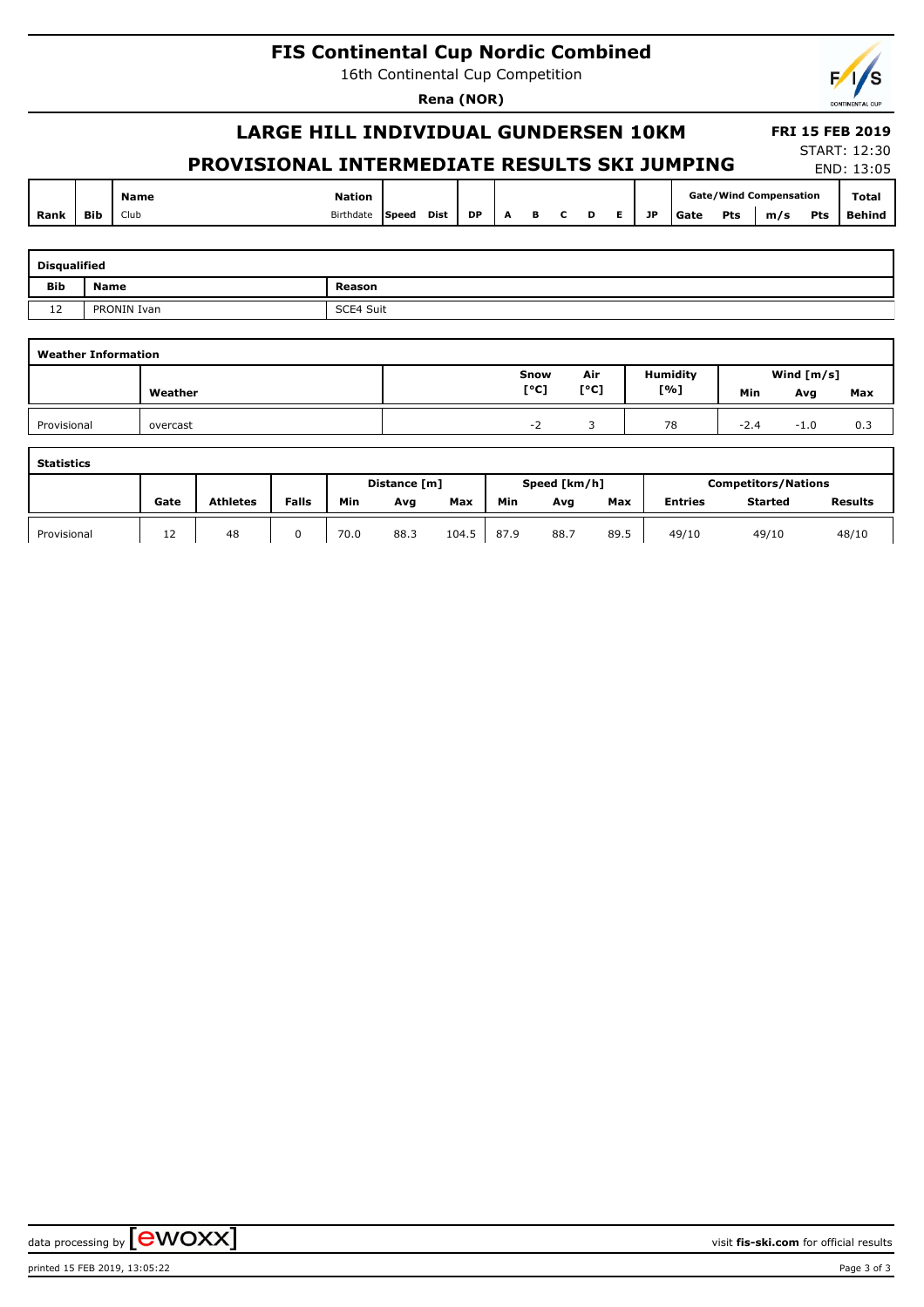# FIS Continental Cup Nordic Combined

16th Continental Cup Competition

**Rena (NOR)**

## LARGE HILL INDIVIDUAL GUNDERSEN 10KM

**FRI 15 FEB 2019**

START: 12:30

END: 13:05

## PROVISIONAL INTERMEDIATE RESULTS SKI JUMPING

| Rank | Bib | Name / Club | Nation / Birthdate | Speed | Dist | DP | A | B | C | D | E | JP | Gate | Pts | m/s | Pts | Total Behind |
|---|---|---|---|---|---|---|---|---|---|---|---|---|---|---|---|---|---|

**Disqualified**

| Bib | Name | Reason |
|---|---|---|
| 12 | PRONIN Ivan | SCE4 Suit |

**Weather Information**

| | Weather | Snow [°C] | Air [°C] | Humidity [%] | Wind [m/s] Min | Avg | Max |
|---|---|---|---|---|---|---|---|
| Provisional | overcast | -2 | 3 | 78 | -2.4 | -1.0 | 0.3 |

**Statistics**

| | Gate | Athletes | Falls | Distance [m] Min | Avg | Max | Speed [km/h] Min | Avg | Max | Competitors/Nations Entries | Started | Results |
|---|---|---|---|---|---|---|---|---|---|---|---|---|
| Provisional | 12 | 48 | 0 | 70.0 | 88.3 | 104.5 | 87.9 | 88.7 | 89.5 | 49/10 | 49/10 | 48/10 |

data processing by [ewoxx]

visit fis-ski.com for official results

printed 15 FEB 2019, 13:05:22